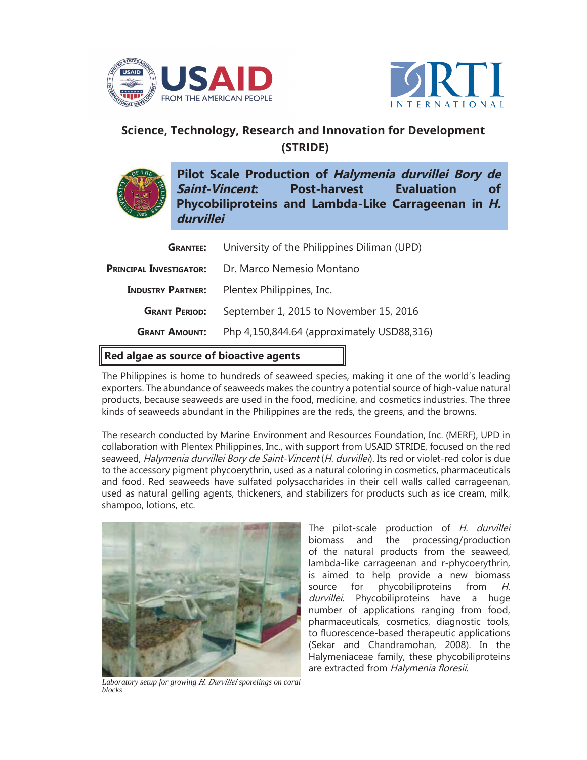## Science, Technology, Research and Innovation for Development (STRIDE)

### Pilot Scale Production of *Halymenia durvillei Bory de Saint-Vincent*: Post-harvest Evaluation of Phycobiliproteins and Lambda-Like Carrageenan in *H. durvillei*

| | |
|---|---|
| **Grantee:** | University of the Philippines Diliman (UPD) |
| **Principal Investigator:** | Dr. Marco Nemesio Montano |
| **Industry Partner:** | Plentex Philippines, Inc. |
| **Grant Period:** | September 1, 2015 to November 15, 2016 |
| **Grant Amount:** | Php 4,150,844.64 (approximately USD88,316) |

#### Red algae as source of bioactive agents

The Philippines is home to hundreds of seaweed species, making it one of the world's leading exporters. The abundance of seaweeds makes the country a potential source of high-value natural products, because seaweeds are used in the food, medicine, and cosmetics industries. The three kinds of seaweeds abundant in the Philippines are the reds, the greens, and the browns.

The research conducted by Marine Environment and Resources Foundation, Inc. (MERF), UPD in collaboration with Plentex Philippines, Inc., with support from USAID STRIDE, focused on the red seaweed, *Halymenia durvillei Bory de Saint-Vincent* (*H. durvillei*). Its red or violet-red color is due to the accessory pigment phycoerythrin, used as a natural coloring in cosmetics, pharmaceuticals and food. Red seaweeds have sulfated polysaccharides in their cell walls called carrageenan, used as natural gelling agents, thickeners, and stabilizers for products such as ice cream, milk, shampoo, lotions, etc.

*Laboratory setup for growing H. Durvillei sporelings on coral blocks*

The pilot-scale production of *H. durvillei* biomass and the processing/production of the natural products from the seaweed, lambda-like carrageenan and r-phycoerythrin, is aimed to help provide a new biomass source for phycobiliproteins from *H. durvillei*. Phycobiliproteins have a huge number of applications ranging from food, pharmaceuticals, cosmetics, diagnostic tools, to fluorescence-based therapeutic applications (Sekar and Chandramohan, 2008). In the Halymeniaceae family, these phycobiliproteins are extracted from *Halymenia floresii*.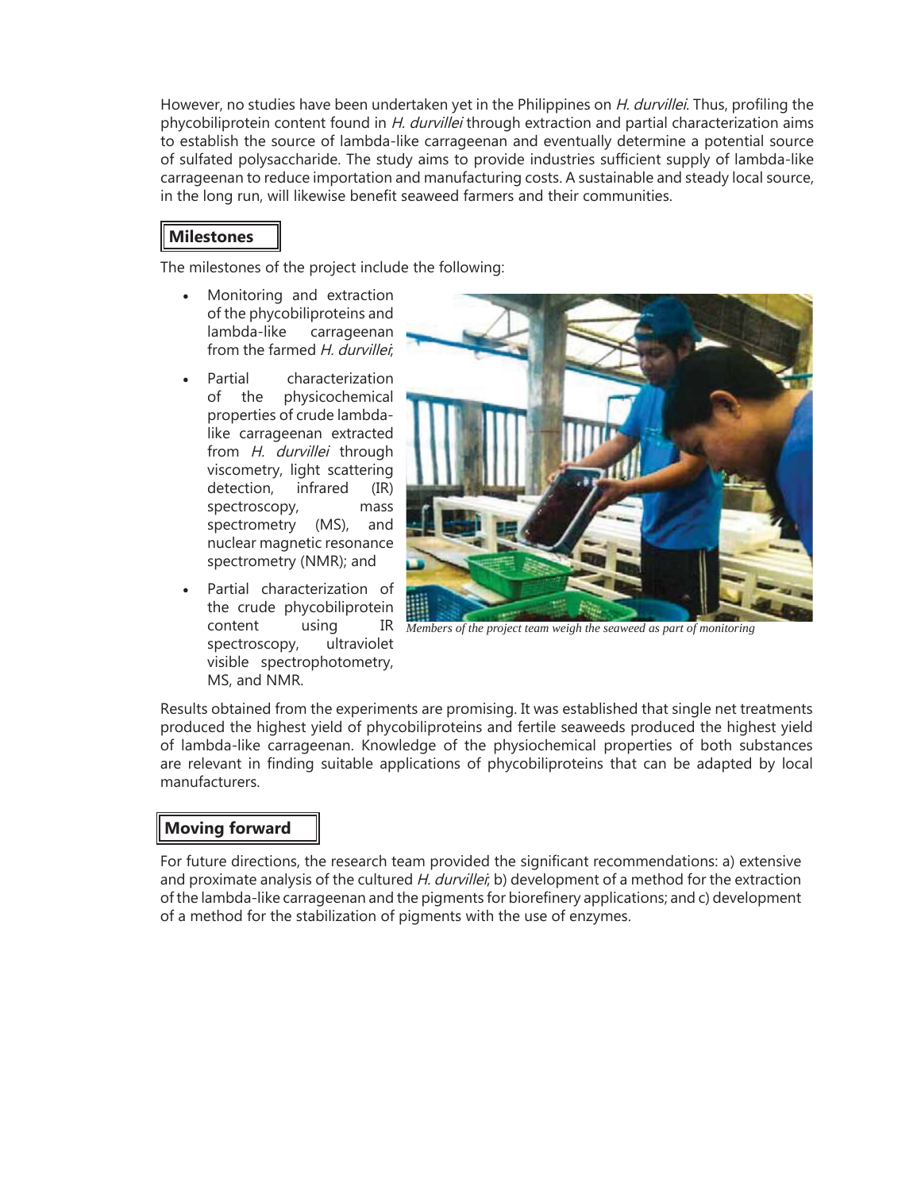However, no studies have been undertaken yet in the Philippines on *H. durvillei*. Thus, profiling the phycobiliprotein content found in *H. durvillei* through extraction and partial characterization aims to establish the source of lambda-like carrageenan and eventually determine a potential source of sulfated polysaccharide. The study aims to provide industries sufficient supply of lambda-like carrageenan to reduce importation and manufacturing costs. A sustainable and steady local source, in the long run, will likewise benefit seaweed farmers and their communities.

## Milestones

The milestones of the project include the following:

- Monitoring and extraction of the phycobiliproteins and lambda-like carrageenan from the farmed *H. durvillei*;
- Partial characterization of the physicochemical properties of crude lambda-like carrageenan extracted from *H. durvillei* through viscometry, light scattering detection, infrared (IR) spectroscopy, mass spectrometry (MS), and nuclear magnetic resonance spectrometry (NMR); and
- Partial characterization of the crude phycobiliprotein content using IR spectroscopy, ultraviolet visible spectrophotometry, MS, and NMR.

*Members of the project team weigh the seaweed as part of monitoring*

Results obtained from the experiments are promising. It was established that single net treatments produced the highest yield of phycobiliproteins and fertile seaweeds produced the highest yield of lambda-like carrageenan. Knowledge of the physiochemical properties of both substances are relevant in finding suitable applications of phycobiliproteins that can be adapted by local manufacturers.

## Moving forward

For future directions, the research team provided the significant recommendations: a) extensive and proximate analysis of the cultured *H. durvillei*; b) development of a method for the extraction of the lambda-like carrageenan and the pigments for biorefinery applications; and c) development of a method for the stabilization of pigments with the use of enzymes.